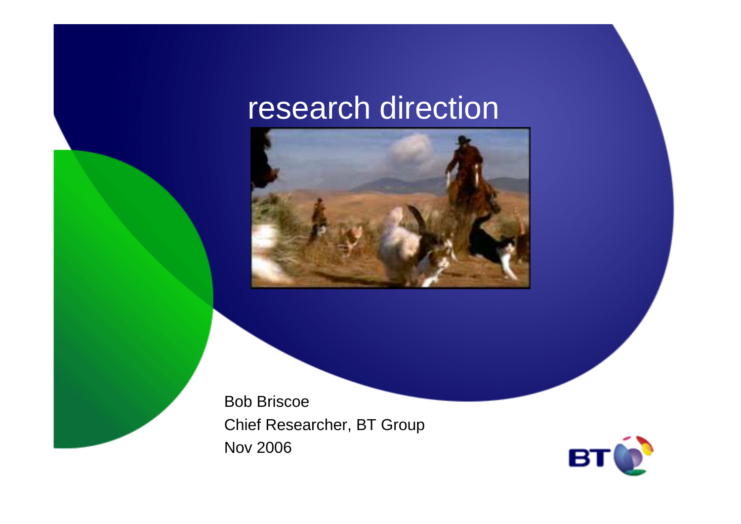# research direction

Bob Briscoe
Chief Researcher, BT Group
Nov 2006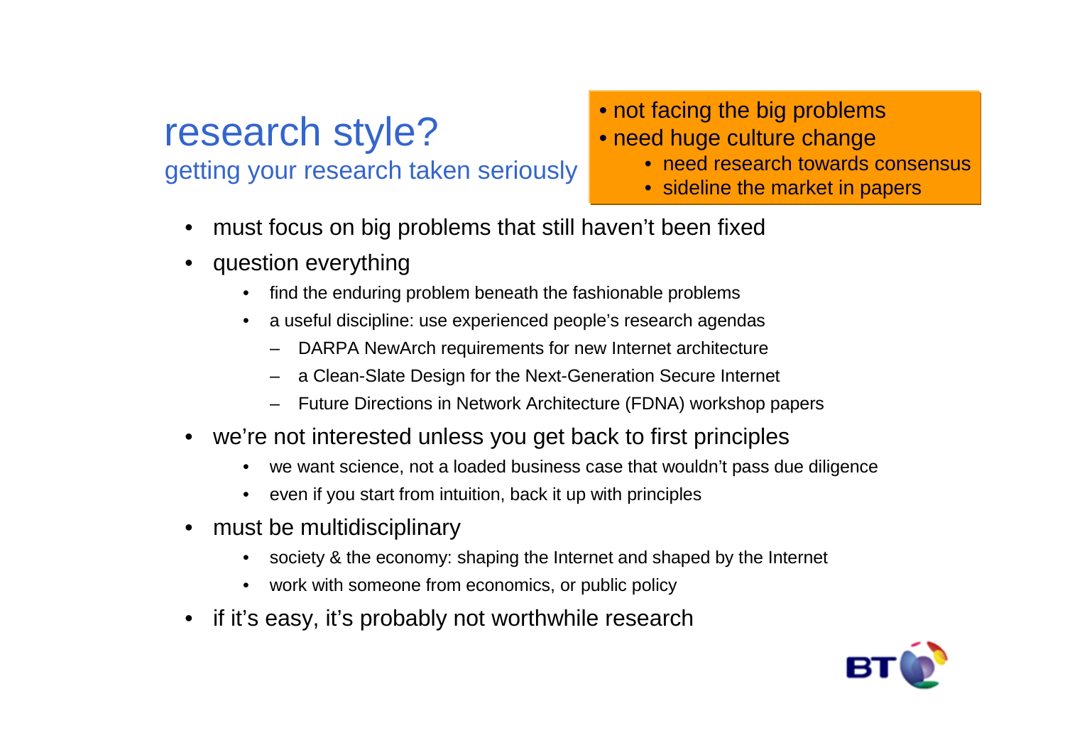# research style?

## getting your research taken seriously

- not facing the big problems
- need huge culture change
  - need research towards consensus
  - sideline the market in papers

- must focus on big problems that still haven't been fixed
- question everything
  - find the enduring problem beneath the fashionable problems
  - a useful discipline: use experienced people's research agendas
    - DARPA NewArch requirements for new Internet architecture
    - a Clean-Slate Design for the Next-Generation Secure Internet
    - Future Directions in Network Architecture (FDNA) workshop papers
- we're not interested unless you get back to first principles
  - we want science, not a loaded business case that wouldn't pass due diligence
  - even if you start from intuition, back it up with principles
- must be multidisciplinary
  - society & the economy: shaping the Internet and shaped by the Internet
  - work with someone from economics, or public policy
- if it's easy, it's probably not worthwhile research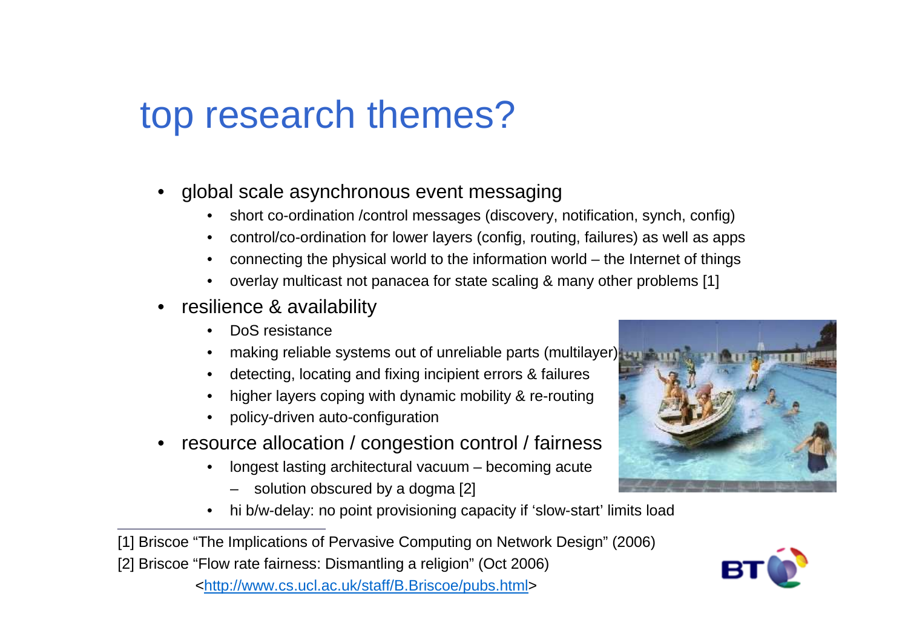# top research themes?

- global scale asynchronous event messaging
  - short co-ordination /control messages (discovery, notification, synch, config)
  - control/co-ordination for lower layers (config, routing, failures) as well as apps
  - connecting the physical world to the information world – the Internet of things
  - overlay multicast not panacea for state scaling & many other problems [1]
- resilience & availability
  - DoS resistance
  - making reliable systems out of unreliable parts (multilayer)
  - detecting, locating and fixing incipient errors & failures
  - higher layers coping with dynamic mobility & re-routing
  - policy-driven auto-configuration
- resource allocation / congestion control / fairness
  - longest lasting architectural vacuum – becoming acute
    - solution obscured by a dogma [2]
  - hi b/w-delay: no point provisioning capacity if 'slow-start' limits load

---

[1] Briscoe "The Implications of Pervasive Computing on Network Design" (2006)

[2] Briscoe "Flow rate fairness: Dismantling a religion" (Oct 2006)

<http://www.cs.ucl.ac.uk/staff/B.Briscoe/pubs.html>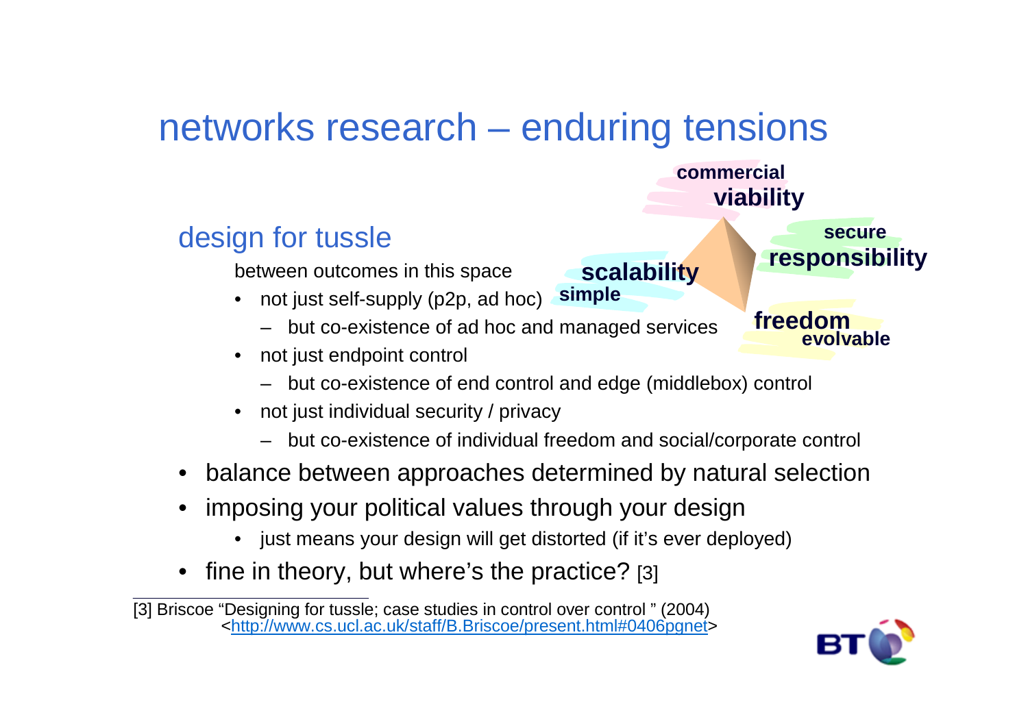# networks research – enduring tensions

commercial **viability**

secure **responsibility**

**scalability** simple

**freedom** evolvable

## design for tussle

between outcomes in this space

- not just self-supply (p2p, ad hoc)
  - but co-existence of ad hoc and managed services
- not just endpoint control
  - but co-existence of end control and edge (middlebox) control
- not just individual security / privacy
  - but co-existence of individual freedom and social/corporate control

- balance between approaches determined by natural selection
- imposing your political values through your design
  - just means your design will get distorted (if it's ever deployed)
- fine in theory, but where's the practice? [3]

---

[3] Briscoe "Designing for tussle; case studies in control over control " (2004) <http://www.cs.ucl.ac.uk/staff/B.Briscoe/present.html#0406pgnet>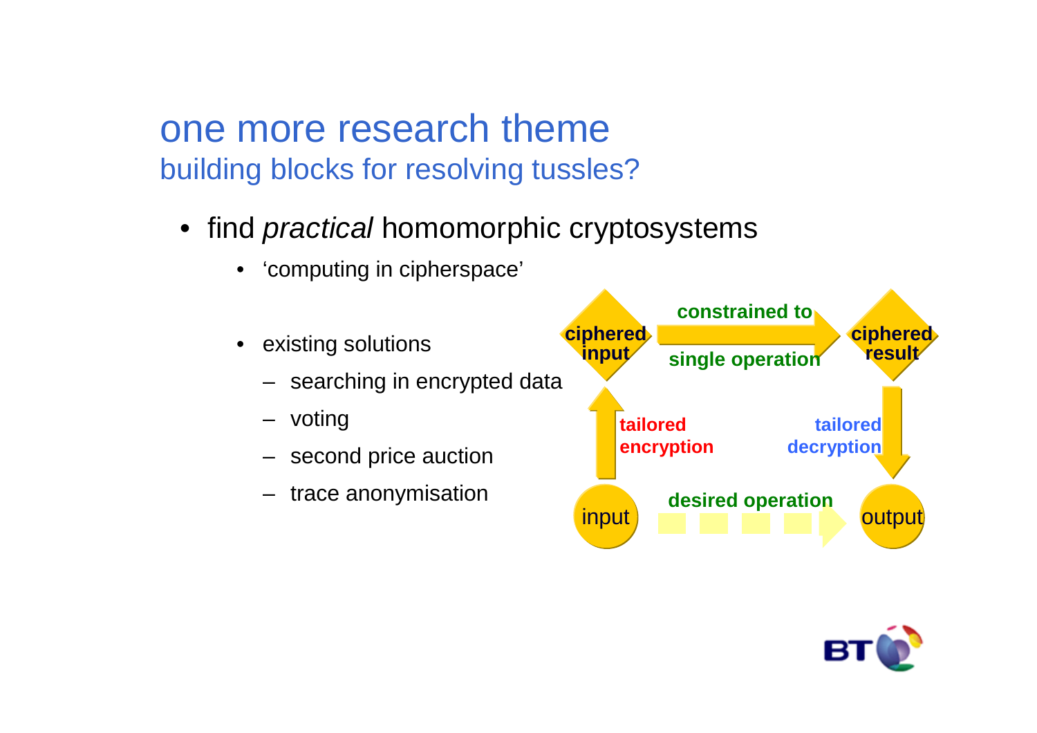# one more research theme

## building blocks for resolving tussles?

- find *practical* homomorphic cryptosystems
  - 'computing in cipherspace'
  - existing solutions
    - searching in encrypted data
    - voting
    - second price auction
    - trace anonymisation

ciphered input → constrained to single operation → ciphered result

input → tailored encryption → ciphered input

ciphered result → tailored decryption → output

input → desired operation → output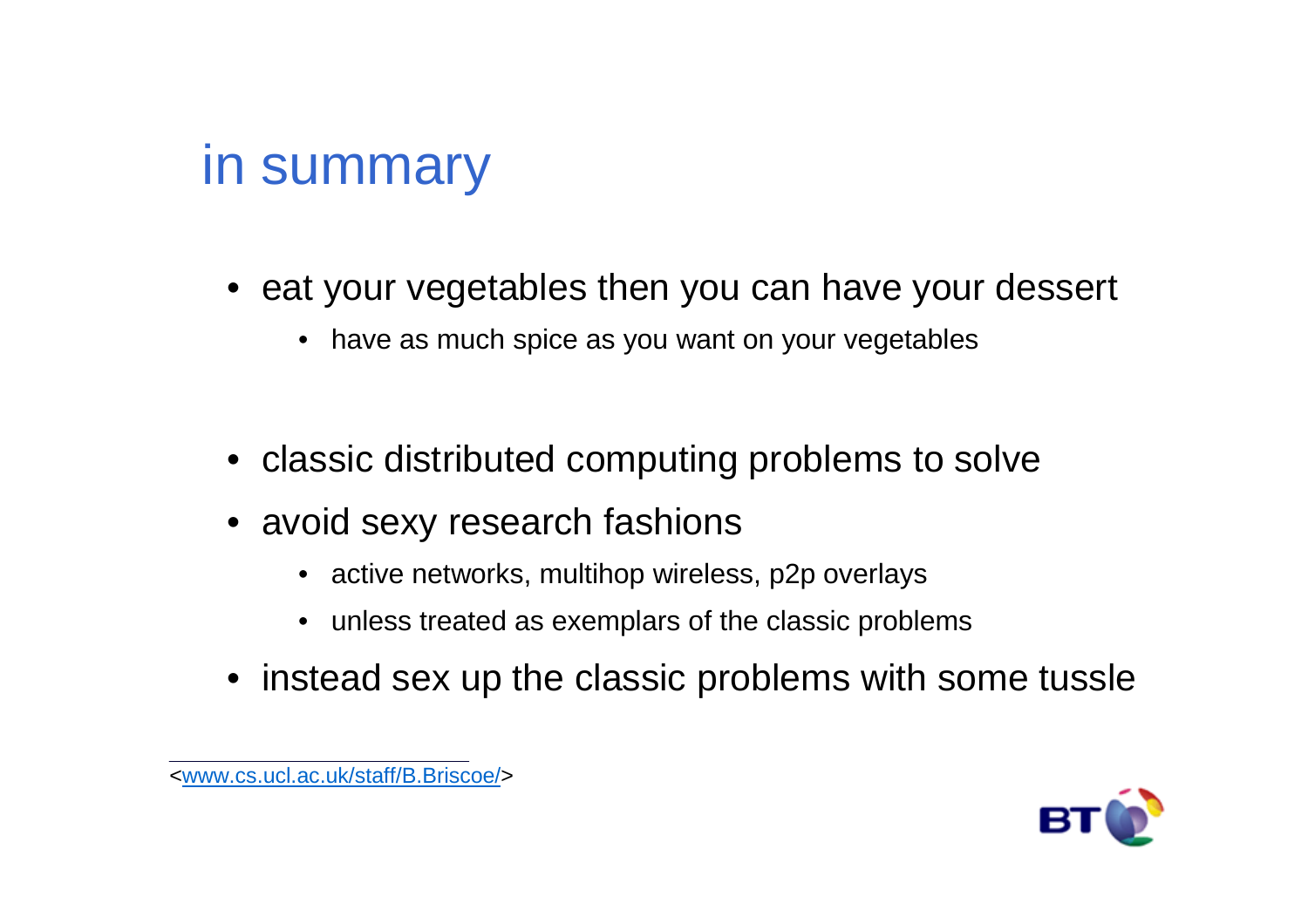# in summary

- eat your vegetables then you can have your dessert
  - have as much spice as you want on your vegetables
- classic distributed computing problems to solve
- avoid sexy research fashions
  - active networks, multihop wireless, p2p overlays
  - unless treated as exemplars of the classic problems
- instead sex up the classic problems with some tussle

---

<www.cs.ucl.ac.uk/staff/B.Briscoe/>